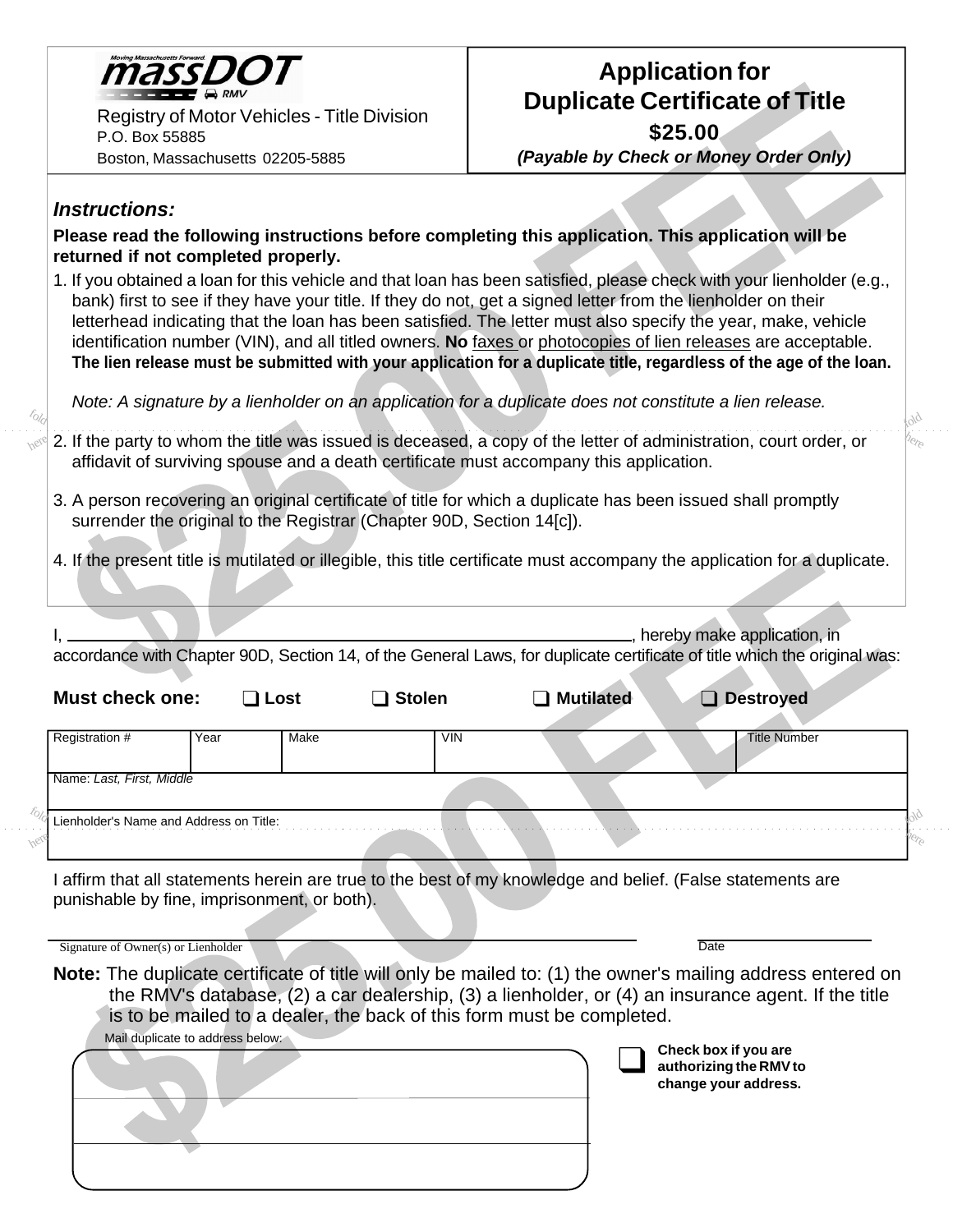massDOT

Registry of Motor Vehicles - Title Division
P.O. Box 55885
Boston, Massachusetts 02205-5885

# Application for Duplicate Certificate of Title

**$25.00**

***(Payable by Check or Money Order Only)***

## *Instructions:*

**Please read the following instructions before completing this application. This application will be returned if not completed properly.**

1. If you obtained a loan for this vehicle and that loan has been satisfied, please check with your lienholder (e.g., bank) first to see if they have your title. If they do not, get a signed letter from the lienholder on their letterhead indicating that the loan has been satisfied. The letter must also specify the year, make, vehicle identification number (VIN), and all titled owners. **No** faxes or photocopies of lien releases are acceptable. **The lien release must be submitted with your application for a duplicate title, regardless of the age of the loan.**

   *Note: A signature by a lienholder on an application for a duplicate does not constitute a lien release.*

2. If the party to whom the title was issued is deceased, a copy of the letter of administration, court order, or affidavit of surviving spouse and a death certificate must accompany this application.

3. A person recovering an original certificate of title for which a duplicate has been issued shall promptly surrender the original to the Registrar (Chapter 90D, Section 14[c]).

4. If the present title is mutilated or illegible, this title certificate must accompany the application for a duplicate.

I, ______________________________, hereby make application, in accordance with Chapter 90D, Section 14, of the General Laws, for duplicate certificate of title which the original was:

**Must check one:** ❑ **Lost** ❑ **Stolen** ❑ **Mutilated** ❑ **Destroyed**

| Registration # | Year | Make | VIN | Title Number |
|---|---|---|---|---|
| | | | | |

| Name: *Last, First, Middle* |
|---|
| |

| Lienholder's Name and Address on Title: |
|---|
| |

I affirm that all statements herein are true to the best of my knowledge and belief. (False statements are punishable by fine, imprisonment, or both).

______________________________ Signature of Owner(s) or Lienholder &nbsp;&nbsp;&nbsp;&nbsp; ____________ Date

**Note:** The duplicate certificate of title will only be mailed to: (1) the owner's mailing address entered on the RMV's database, (2) a car dealership, (3) a lienholder, or (4) an insurance agent. If the title is to be mailed to a dealer, the back of this form must be completed.

Mail duplicate to address below:

______________________________

______________________________

______________________________

❑ **Check box if you are authorizing the RMV to change your address.**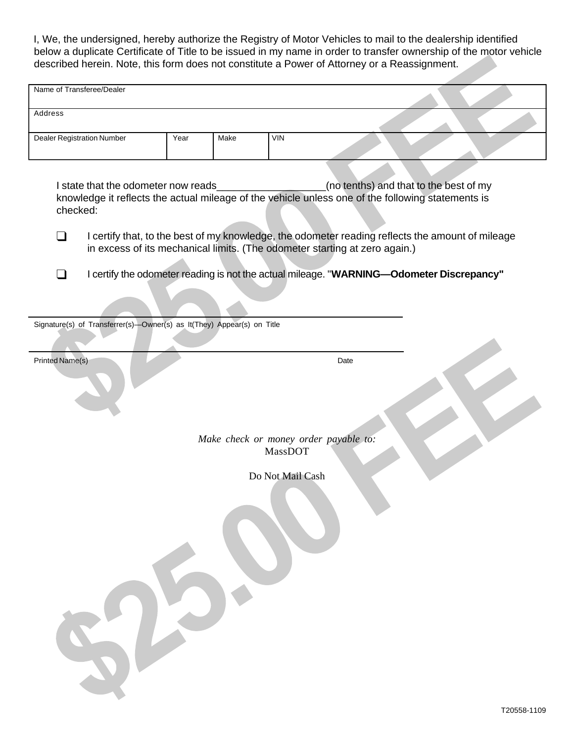I, We, the undersigned, hereby authorize the Registry of Motor Vehicles to mail to the dealership identified below a duplicate Certificate of Title to be issued in my name in order to transfer ownership of the motor vehicle described herein. Note, this form does not constitute a Power of Attorney or a Reassignment.

| | | | |
|---|---|---|---|
| Name of Transferee/Dealer | | | |
| Address | | | |
| Dealer Registration Number | Year | Make | VIN |

I state that the odometer now reads\_\_\_\_\_\_\_\_\_\_\_\_\_\_\_\_\_\_\_(no tenths) and that to the best of my knowledge it reflects the actual mileage of the vehicle unless one of the following statements is checked:

☐ I certify that, to the best of my knowledge, the odometer reading reflects the amount of mileage in excess of its mechanical limits. (The odometer starting at zero again.)

☐ I certify the odometer reading is not the actual mileage. "**WARNING—Odometer Discrepancy"**

\_\_\_\_\_\_\_\_\_\_\_\_\_\_\_\_\_\_\_\_\_\_\_\_\_\_\_\_\_\_\_\_\_\_\_\_\_\_\_\_\_\_\_\_\_\_\_\_\_\_\_\_

Signature(s) of Transferrer(s)—Owner(s) as It(They) Appear(s) on Title

\_\_\_\_\_\_\_\_\_\_\_\_\_\_\_\_\_\_\_\_\_\_\_\_\_\_\_\_\_\_\_\_\_\_\_\_\_\_\_\_\_\_\_\_\_\_\_\_\_\_\_\_

Printed Name(s) Date

*Make check or money order payable to:*
MassDOT

Do Not Mail Cash

**$25.00 FEE**

**$25.00 FEE**

T20558-1109